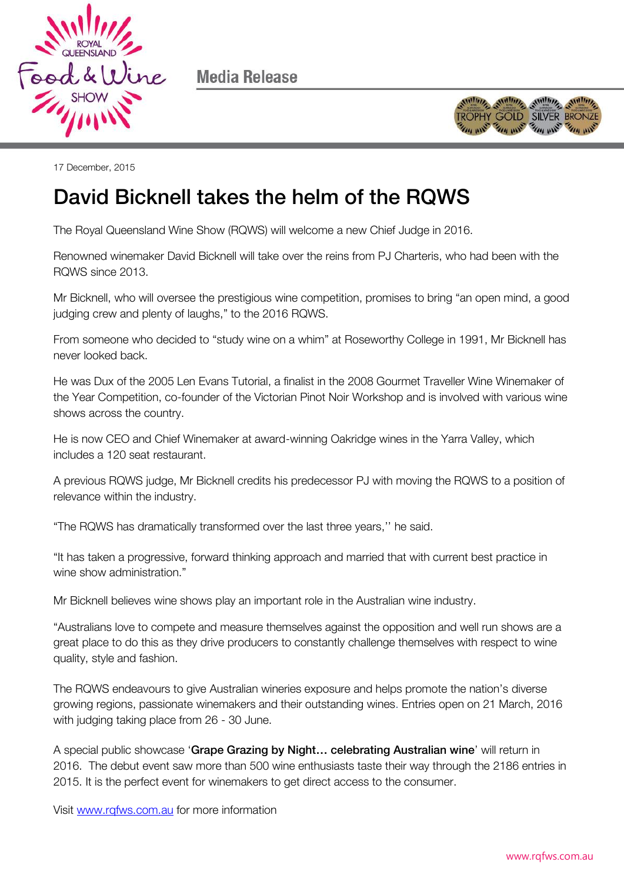Media Release

17 December, 2015

# David Bicknell takes the helm of the RQWS

The Royal Queensland Wine Show (RQWS) will welcome a new Chief Judge in 2016.

Renowned winemaker David Bicknell will take over the reins from PJ Charteris, who had been with the RQWS since 2013.

Mr Bicknell, who will oversee the prestigious wine competition, promises to bring "an open mind, a good judging crew and plenty of laughs," to the 2016 RQWS.

From someone who decided to "study wine on a whim" at Roseworthy College in 1991, Mr Bicknell has never looked back.

He was Dux of the 2005 Len Evans Tutorial, a finalist in the 2008 Gourmet Traveller Wine Winemaker of the Year Competition, co-founder of the Victorian Pinot Noir Workshop and is involved with various wine shows across the country.

He is now CEO and Chief Winemaker at award-winning Oakridge wines in the Yarra Valley, which includes a 120 seat restaurant.

A previous RQWS judge, Mr Bicknell credits his predecessor PJ with moving the RQWS to a position of relevance within the industry.

"The RQWS has dramatically transformed over the last three years,'' he said.

"It has taken a progressive, forward thinking approach and married that with current best practice in wine show administration."

Mr Bicknell believes wine shows play an important role in the Australian wine industry.

"Australians love to compete and measure themselves against the opposition and well run shows are a great place to do this as they drive producers to constantly challenge themselves with respect to wine quality, style and fashion.

The RQWS endeavours to give Australian wineries exposure and helps promote the nation's diverse growing regions, passionate winemakers and their outstanding wines. Entries open on 21 March, 2016 with judging taking place from 26 - 30 June.

A special public showcase '**Grape Grazing by Night… celebrating Australian wine**' will return in 2016. The debut event saw more than 500 wine enthusiasts taste their way through the 2186 entries in 2015. It is the perfect event for winemakers to get direct access to the consumer.

Visit [www.rqfws.com.au](http://www.rqfws.com.au) for more information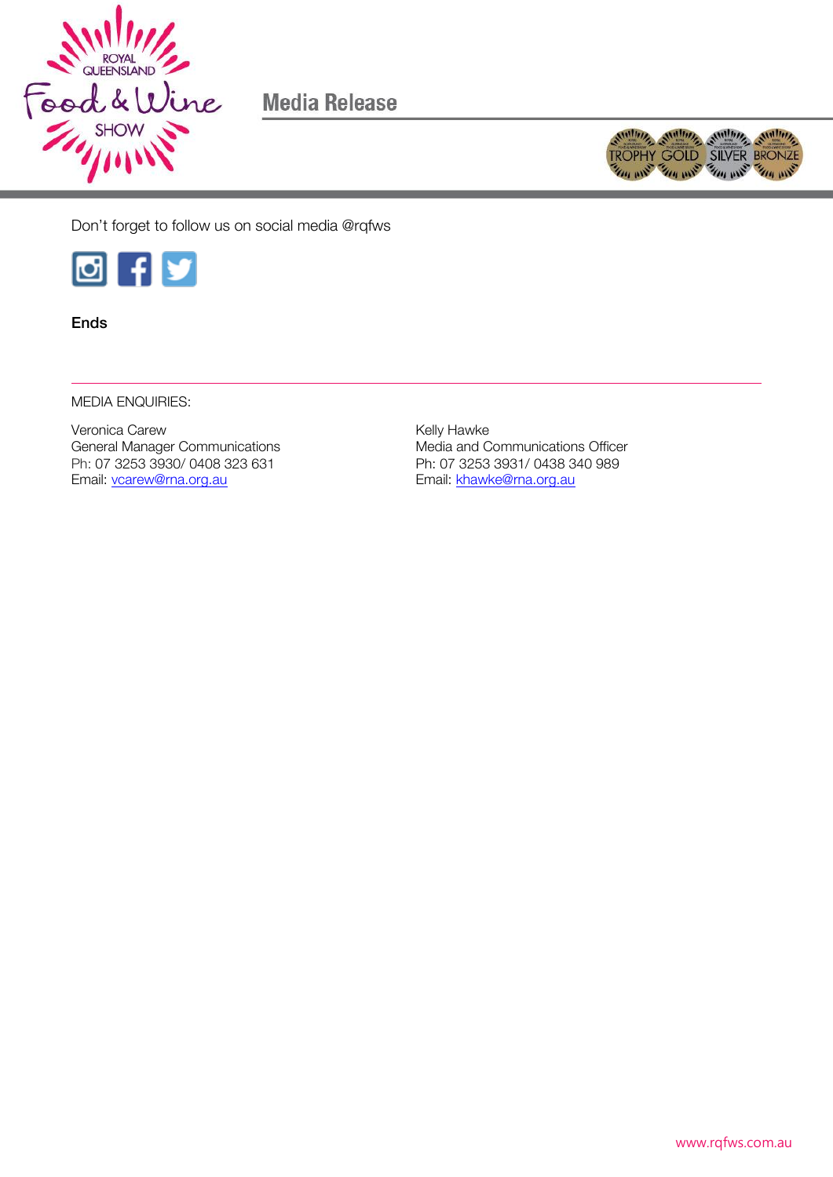Don't forget to follow us on social media @rqfws

**Ends**

---

MEDIA ENQUIRIES:

Veronica Carew
General Manager Communications
Ph: 07 3253 3930/ 0408 323 631
Email: vcarew@rna.org.au

Kelly Hawke
Media and Communications Officer
Ph: 07 3253 3931/ 0438 340 989
Email: khawke@rna.org.au